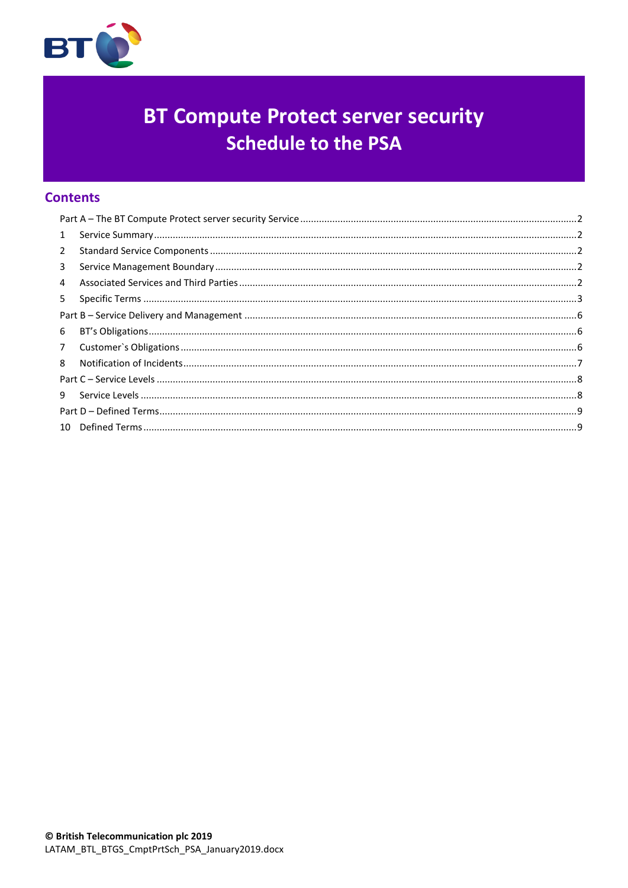# BT Compute Protect server security
# Schedule to the PSA

## Contents

Part A – The BT Compute Protect server security Service ........................................ 2
1 Service Summary ........................................ 2
2 Standard Service Components ........................................ 2
3 Service Management Boundary ........................................ 2
4 Associated Services and Third Parties ........................................ 2
5 Specific Terms ........................................ 3
Part B – Service Delivery and Management ........................................ 6
6 BT's Obligations ........................................ 6
7 Customer`s Obligations ........................................ 6
8 Notification of Incidents ........................................ 7
Part C – Service Levels ........................................ 8
9 Service Levels ........................................ 8
Part D – Defined Terms ........................................ 9
10 Defined Terms ........................................ 9

**© British Telecommunication plc 2019**
LATAM_BTL_BTGS_CmptPrtSch_PSA_January2019.docx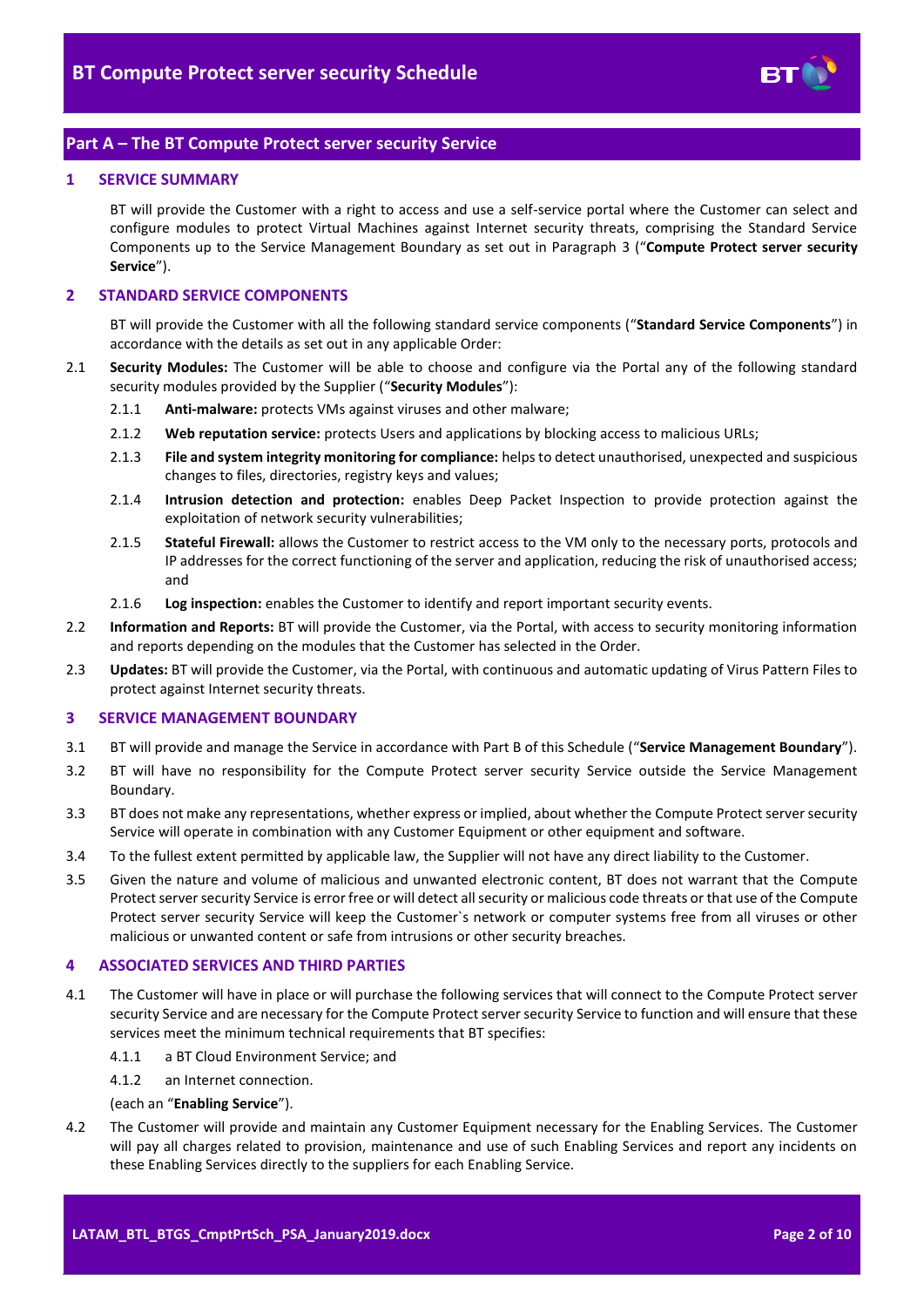## Part A – The BT Compute Protect server security Service

### 1 SERVICE SUMMARY

BT will provide the Customer with a right to access and use a self-service portal where the Customer can select and configure modules to protect Virtual Machines against Internet security threats, comprising the Standard Service Components up to the Service Management Boundary as set out in Paragraph 3 ("**Compute Protect server security Service**").

### 2 STANDARD SERVICE COMPONENTS

BT will provide the Customer with all the following standard service components ("**Standard Service Components**") in accordance with the details as set out in any applicable Order:

2.1 **Security Modules:** The Customer will be able to choose and configure via the Portal any of the following standard security modules provided by the Supplier ("**Security Modules**"):

2.1.1 **Anti-malware:** protects VMs against viruses and other malware;

2.1.2 **Web reputation service:** protects Users and applications by blocking access to malicious URLs;

2.1.3 **File and system integrity monitoring for compliance:** helps to detect unauthorised, unexpected and suspicious changes to files, directories, registry keys and values;

2.1.4 **Intrusion detection and protection:** enables Deep Packet Inspection to provide protection against the exploitation of network security vulnerabilities;

2.1.5 **Stateful Firewall:** allows the Customer to restrict access to the VM only to the necessary ports, protocols and IP addresses for the correct functioning of the server and application, reducing the risk of unauthorised access; and

2.1.6 **Log inspection:** enables the Customer to identify and report important security events.

2.2 **Information and Reports:** BT will provide the Customer, via the Portal, with access to security monitoring information and reports depending on the modules that the Customer has selected in the Order.

2.3 **Updates:** BT will provide the Customer, via the Portal, with continuous and automatic updating of Virus Pattern Files to protect against Internet security threats.

### 3 SERVICE MANAGEMENT BOUNDARY

3.1 BT will provide and manage the Service in accordance with Part B of this Schedule ("**Service Management Boundary**").

3.2 BT will have no responsibility for the Compute Protect server security Service outside the Service Management Boundary.

3.3 BT does not make any representations, whether express or implied, about whether the Compute Protect server security Service will operate in combination with any Customer Equipment or other equipment and software.

3.4 To the fullest extent permitted by applicable law, the Supplier will not have any direct liability to the Customer.

3.5 Given the nature and volume of malicious and unwanted electronic content, BT does not warrant that the Compute Protect server security Service is error free or will detect all security or malicious code threats or that use of the Compute Protect server security Service will keep the Customer`s network or computer systems free from all viruses or other malicious or unwanted content or safe from intrusions or other security breaches.

### 4 ASSOCIATED SERVICES AND THIRD PARTIES

4.1 The Customer will have in place or will purchase the following services that will connect to the Compute Protect server security Service and are necessary for the Compute Protect server security Service to function and will ensure that these services meet the minimum technical requirements that BT specifies:

4.1.1 a BT Cloud Environment Service; and

4.1.2 an Internet connection.

(each an "**Enabling Service**").

4.2 The Customer will provide and maintain any Customer Equipment necessary for the Enabling Services. The Customer will pay all charges related to provision, maintenance and use of such Enabling Services and report any incidents on these Enabling Services directly to the suppliers for each Enabling Service.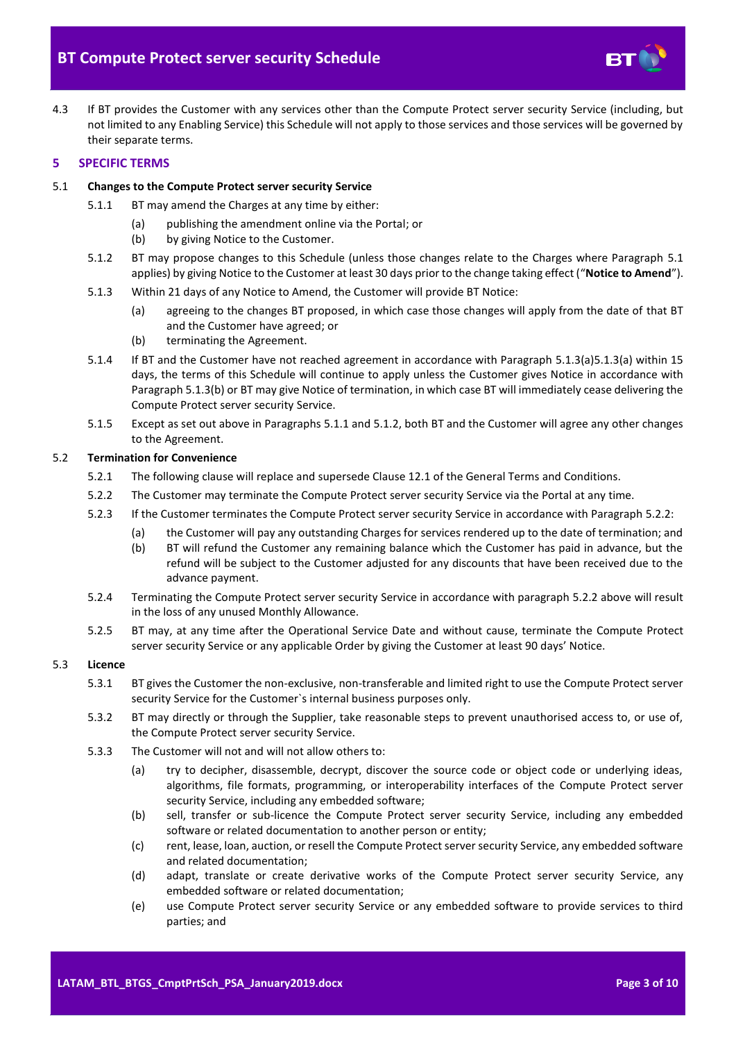4.3 If BT provides the Customer with any services other than the Compute Protect server security Service (including, but not limited to any Enabling Service) this Schedule will not apply to those services and those services will be governed by their separate terms.

## 5 SPECIFIC TERMS

5.1 **Changes to the Compute Protect server security Service**

5.1.1 BT may amend the Charges at any time by either:

(a) publishing the amendment online via the Portal; or

(b) by giving Notice to the Customer.

5.1.2 BT may propose changes to this Schedule (unless those changes relate to the Charges where Paragraph 5.1 applies) by giving Notice to the Customer at least 30 days prior to the change taking effect ("**Notice to Amend**").

5.1.3 Within 21 days of any Notice to Amend, the Customer will provide BT Notice:

(a) agreeing to the changes BT proposed, in which case those changes will apply from the date of that BT and the Customer have agreed; or

(b) terminating the Agreement.

5.1.4 If BT and the Customer have not reached agreement in accordance with Paragraph 5.1.3(a)5.1.3(a) within 15 days, the terms of this Schedule will continue to apply unless the Customer gives Notice in accordance with Paragraph 5.1.3(b) or BT may give Notice of termination, in which case BT will immediately cease delivering the Compute Protect server security Service.

5.1.5 Except as set out above in Paragraphs 5.1.1 and 5.1.2, both BT and the Customer will agree any other changes to the Agreement.

5.2 **Termination for Convenience**

5.2.1 The following clause will replace and supersede Clause 12.1 of the General Terms and Conditions.

5.2.2 The Customer may terminate the Compute Protect server security Service via the Portal at any time.

5.2.3 If the Customer terminates the Compute Protect server security Service in accordance with Paragraph 5.2.2:

(a) the Customer will pay any outstanding Charges for services rendered up to the date of termination; and

(b) BT will refund the Customer any remaining balance which the Customer has paid in advance, but the refund will be subject to the Customer adjusted for any discounts that have been received due to the advance payment.

5.2.4 Terminating the Compute Protect server security Service in accordance with paragraph 5.2.2 above will result in the loss of any unused Monthly Allowance.

5.2.5 BT may, at any time after the Operational Service Date and without cause, terminate the Compute Protect server security Service or any applicable Order by giving the Customer at least 90 days' Notice.

5.3 **Licence**

5.3.1 BT gives the Customer the non-exclusive, non-transferable and limited right to use the Compute Protect server security Service for the Customer`s internal business purposes only.

5.3.2 BT may directly or through the Supplier, take reasonable steps to prevent unauthorised access to, or use of, the Compute Protect server security Service.

5.3.3 The Customer will not and will not allow others to:

(a) try to decipher, disassemble, decrypt, discover the source code or object code or underlying ideas, algorithms, file formats, programming, or interoperability interfaces of the Compute Protect server security Service, including any embedded software;

(b) sell, transfer or sub-licence the Compute Protect server security Service, including any embedded software or related documentation to another person or entity;

(c) rent, lease, loan, auction, or resell the Compute Protect server security Service, any embedded software and related documentation;

(d) adapt, translate or create derivative works of the Compute Protect server security Service, any embedded software or related documentation;

(e) use Compute Protect server security Service or any embedded software to provide services to third parties; and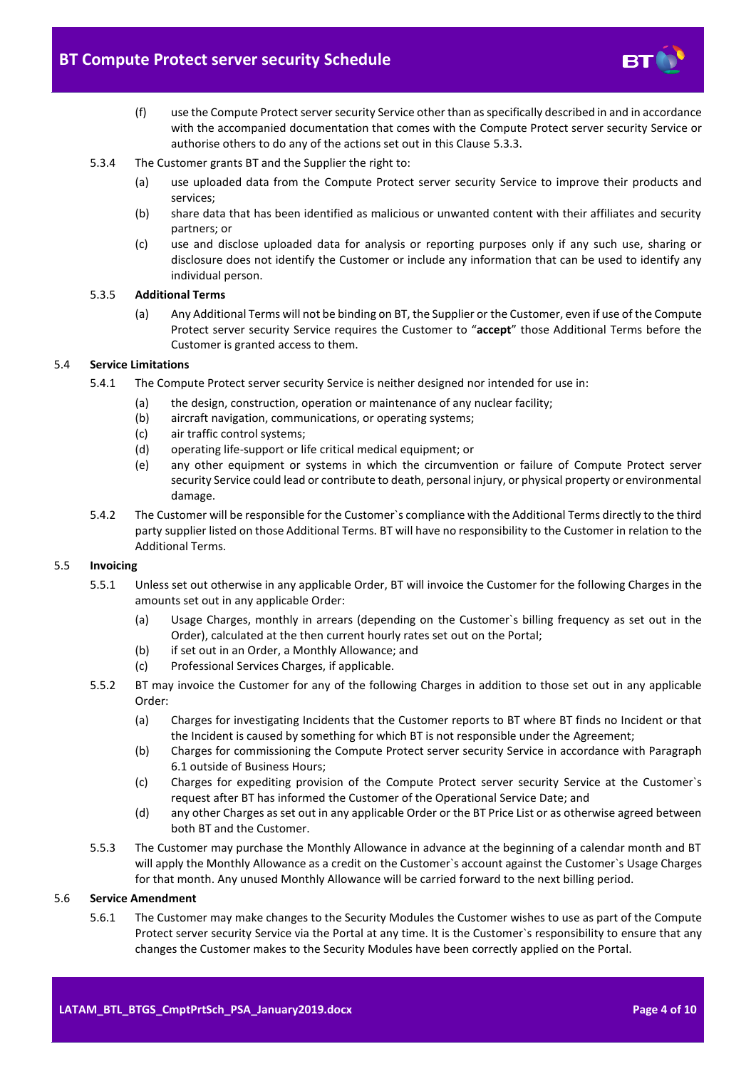(f) use the Compute Protect server security Service other than as specifically described in and in accordance with the accompanied documentation that comes with the Compute Protect server security Service or authorise others to do any of the actions set out in this Clause 5.3.3.

5.3.4 The Customer grants BT and the Supplier the right to:

(a) use uploaded data from the Compute Protect server security Service to improve their products and services;

(b) share data that has been identified as malicious or unwanted content with their affiliates and security partners; or

(c) use and disclose uploaded data for analysis or reporting purposes only if any such use, sharing or disclosure does not identify the Customer or include any information that can be used to identify any individual person.

5.3.5 **Additional Terms**

(a) Any Additional Terms will not be binding on BT, the Supplier or the Customer, even if use of the Compute Protect server security Service requires the Customer to "**accept**" those Additional Terms before the Customer is granted access to them.

## 5.4 Service Limitations

5.4.1 The Compute Protect server security Service is neither designed nor intended for use in:

(a) the design, construction, operation or maintenance of any nuclear facility;

(b) aircraft navigation, communications, or operating systems;

(c) air traffic control systems;

(d) operating life-support or life critical medical equipment; or

(e) any other equipment or systems in which the circumvention or failure of Compute Protect server security Service could lead or contribute to death, personal injury, or physical property or environmental damage.

5.4.2 The Customer will be responsible for the Customer`s compliance with the Additional Terms directly to the third party supplier listed on those Additional Terms. BT will have no responsibility to the Customer in relation to the Additional Terms.

## 5.5 Invoicing

5.5.1 Unless set out otherwise in any applicable Order, BT will invoice the Customer for the following Charges in the amounts set out in any applicable Order:

(a) Usage Charges, monthly in arrears (depending on the Customer`s billing frequency as set out in the Order), calculated at the then current hourly rates set out on the Portal;

(b) if set out in an Order, a Monthly Allowance; and

(c) Professional Services Charges, if applicable.

5.5.2 BT may invoice the Customer for any of the following Charges in addition to those set out in any applicable Order:

(a) Charges for investigating Incidents that the Customer reports to BT where BT finds no Incident or that the Incident is caused by something for which BT is not responsible under the Agreement;

(b) Charges for commissioning the Compute Protect server security Service in accordance with Paragraph 6.1 outside of Business Hours;

(c) Charges for expediting provision of the Compute Protect server security Service at the Customer`s request after BT has informed the Customer of the Operational Service Date; and

(d) any other Charges as set out in any applicable Order or the BT Price List or as otherwise agreed between both BT and the Customer.

5.5.3 The Customer may purchase the Monthly Allowance in advance at the beginning of a calendar month and BT will apply the Monthly Allowance as a credit on the Customer`s account against the Customer`s Usage Charges for that month. Any unused Monthly Allowance will be carried forward to the next billing period.

## 5.6 Service Amendment

5.6.1 The Customer may make changes to the Security Modules the Customer wishes to use as part of the Compute Protect server security Service via the Portal at any time. It is the Customer`s responsibility to ensure that any changes the Customer makes to the Security Modules have been correctly applied on the Portal.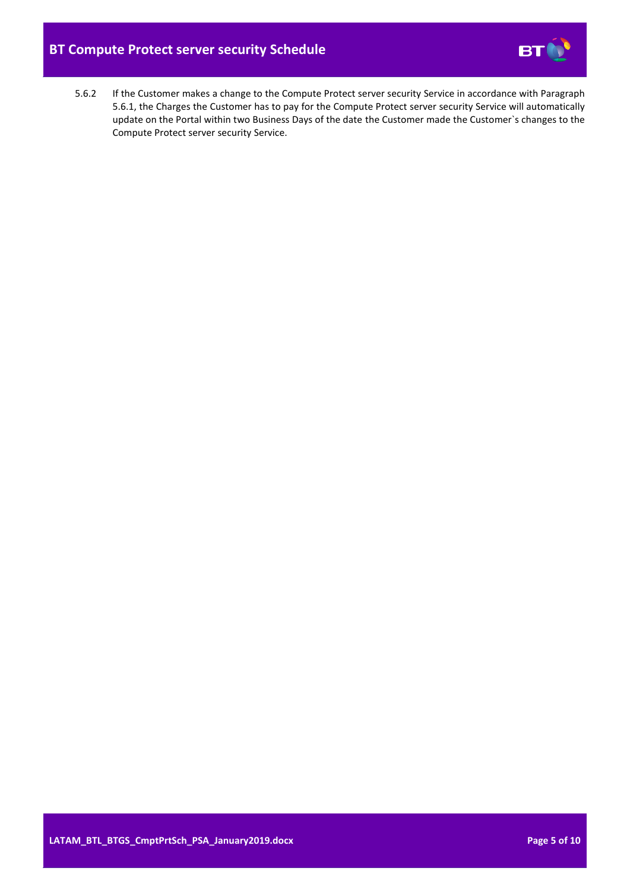5.6.2 If the Customer makes a change to the Compute Protect server security Service in accordance with Paragraph 5.6.1, the Charges the Customer has to pay for the Compute Protect server security Service will automatically update on the Portal within two Business Days of the date the Customer made the Customer`s changes to the Compute Protect server security Service.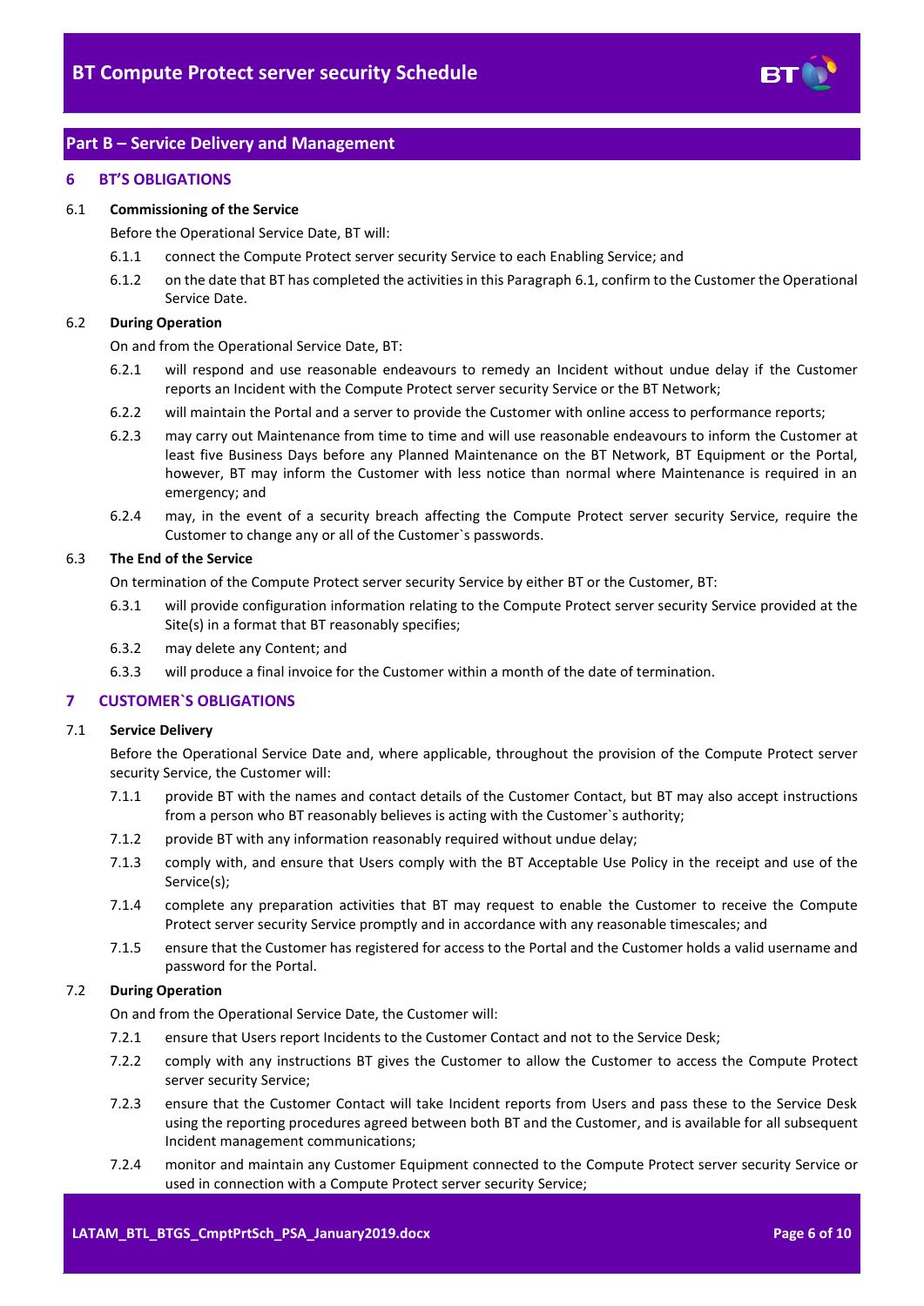## Part B – Service Delivery and Management

### 6 BT'S OBLIGATIONS

**6.1 Commissioning of the Service**

Before the Operational Service Date, BT will:

6.1.1 connect the Compute Protect server security Service to each Enabling Service; and

6.1.2 on the date that BT has completed the activities in this Paragraph 6.1, confirm to the Customer the Operational Service Date.

**6.2 During Operation**

On and from the Operational Service Date, BT:

6.2.1 will respond and use reasonable endeavours to remedy an Incident without undue delay if the Customer reports an Incident with the Compute Protect server security Service or the BT Network;

6.2.2 will maintain the Portal and a server to provide the Customer with online access to performance reports;

6.2.3 may carry out Maintenance from time to time and will use reasonable endeavours to inform the Customer at least five Business Days before any Planned Maintenance on the BT Network, BT Equipment or the Portal, however, BT may inform the Customer with less notice than normal where Maintenance is required in an emergency; and

6.2.4 may, in the event of a security breach affecting the Compute Protect server security Service, require the Customer to change any or all of the Customer`s passwords.

**6.3 The End of the Service**

On termination of the Compute Protect server security Service by either BT or the Customer, BT:

6.3.1 will provide configuration information relating to the Compute Protect server security Service provided at the Site(s) in a format that BT reasonably specifies;

6.3.2 may delete any Content; and

6.3.3 will produce a final invoice for the Customer within a month of the date of termination.

### 7 CUSTOMER`S OBLIGATIONS

**7.1 Service Delivery**

Before the Operational Service Date and, where applicable, throughout the provision of the Compute Protect server security Service, the Customer will:

7.1.1 provide BT with the names and contact details of the Customer Contact, but BT may also accept instructions from a person who BT reasonably believes is acting with the Customer`s authority;

7.1.2 provide BT with any information reasonably required without undue delay;

7.1.3 comply with, and ensure that Users comply with the BT Acceptable Use Policy in the receipt and use of the Service(s);

7.1.4 complete any preparation activities that BT may request to enable the Customer to receive the Compute Protect server security Service promptly and in accordance with any reasonable timescales; and

7.1.5 ensure that the Customer has registered for access to the Portal and the Customer holds a valid username and password for the Portal.

**7.2 During Operation**

On and from the Operational Service Date, the Customer will:

7.2.1 ensure that Users report Incidents to the Customer Contact and not to the Service Desk;

7.2.2 comply with any instructions BT gives the Customer to allow the Customer to access the Compute Protect server security Service;

7.2.3 ensure that the Customer Contact will take Incident reports from Users and pass these to the Service Desk using the reporting procedures agreed between both BT and the Customer, and is available for all subsequent Incident management communications;

7.2.4 monitor and maintain any Customer Equipment connected to the Compute Protect server security Service or used in connection with a Compute Protect server security Service;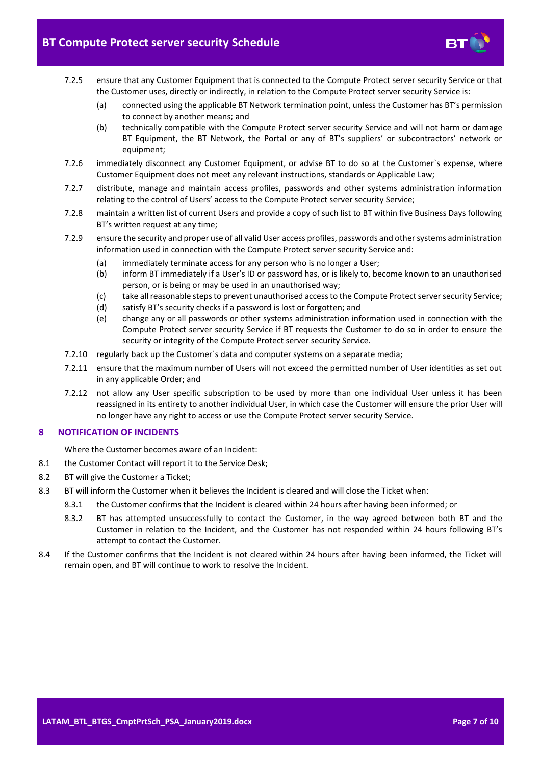7.2.5 ensure that any Customer Equipment that is connected to the Compute Protect server security Service or that the Customer uses, directly or indirectly, in relation to the Compute Protect server security Service is:

(a) connected using the applicable BT Network termination point, unless the Customer has BT's permission to connect by another means; and

(b) technically compatible with the Compute Protect server security Service and will not harm or damage BT Equipment, the BT Network, the Portal or any of BT's suppliers' or subcontractors' network or equipment;

7.2.6 immediately disconnect any Customer Equipment, or advise BT to do so at the Customer`s expense, where Customer Equipment does not meet any relevant instructions, standards or Applicable Law;

7.2.7 distribute, manage and maintain access profiles, passwords and other systems administration information relating to the control of Users' access to the Compute Protect server security Service;

7.2.8 maintain a written list of current Users and provide a copy of such list to BT within five Business Days following BT's written request at any time;

7.2.9 ensure the security and proper use of all valid User access profiles, passwords and other systems administration information used in connection with the Compute Protect server security Service and:

(a) immediately terminate access for any person who is no longer a User;

(b) inform BT immediately if a User's ID or password has, or is likely to, become known to an unauthorised person, or is being or may be used in an unauthorised way;

(c) take all reasonable steps to prevent unauthorised access to the Compute Protect server security Service;

(d) satisfy BT's security checks if a password is lost or forgotten; and

(e) change any or all passwords or other systems administration information used in connection with the Compute Protect server security Service if BT requests the Customer to do so in order to ensure the security or integrity of the Compute Protect server security Service.

7.2.10 regularly back up the Customer`s data and computer systems on a separate media;

7.2.11 ensure that the maximum number of Users will not exceed the permitted number of User identities as set out in any applicable Order; and

7.2.12 not allow any User specific subscription to be used by more than one individual User unless it has been reassigned in its entirety to another individual User, in which case the Customer will ensure the prior User will no longer have any right to access or use the Compute Protect server security Service.

## 8 NOTIFICATION OF INCIDENTS

Where the Customer becomes aware of an Incident:

8.1 the Customer Contact will report it to the Service Desk;

8.2 BT will give the Customer a Ticket;

8.3 BT will inform the Customer when it believes the Incident is cleared and will close the Ticket when:

8.3.1 the Customer confirms that the Incident is cleared within 24 hours after having been informed; or

8.3.2 BT has attempted unsuccessfully to contact the Customer, in the way agreed between both BT and the Customer in relation to the Incident, and the Customer has not responded within 24 hours following BT's attempt to contact the Customer.

8.4 If the Customer confirms that the Incident is not cleared within 24 hours after having been informed, the Ticket will remain open, and BT will continue to work to resolve the Incident.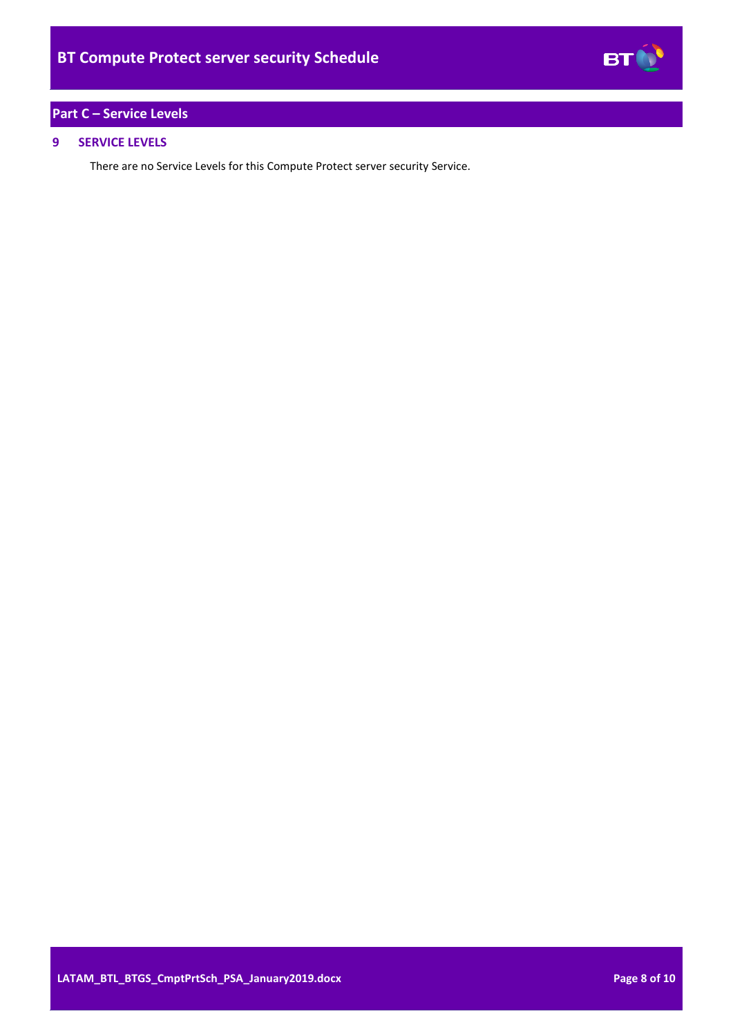## Part C – Service Levels

### 9 SERVICE LEVELS

There are no Service Levels for this Compute Protect server security Service.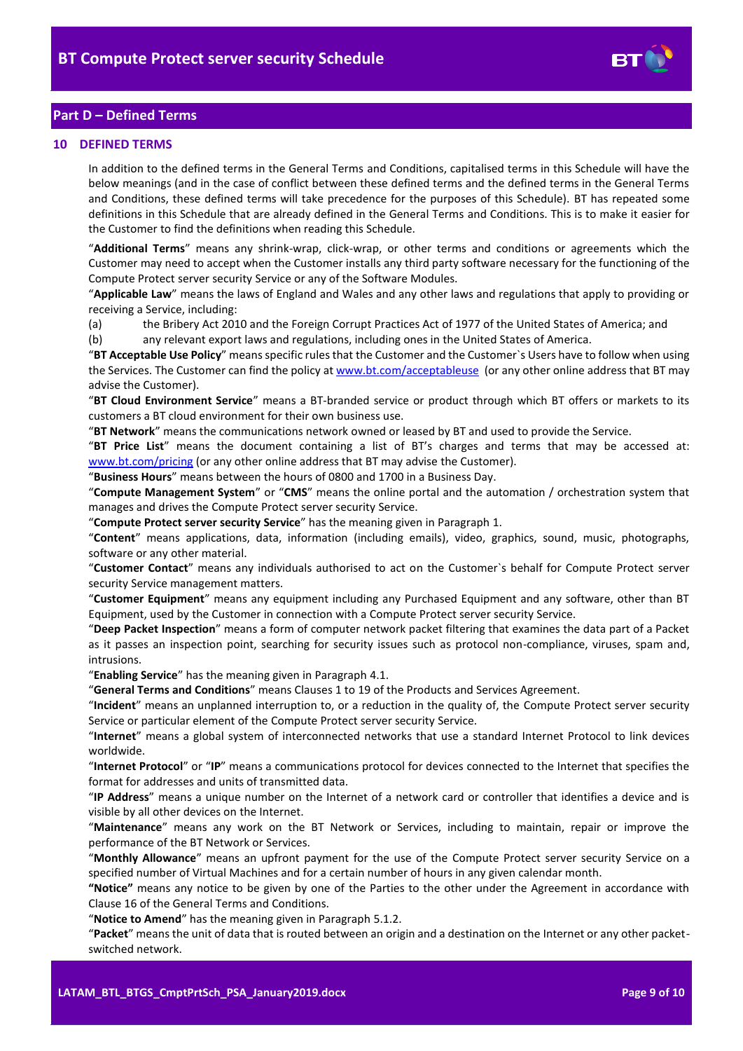## Part D – Defined Terms

### 10 DEFINED TERMS

In addition to the defined terms in the General Terms and Conditions, capitalised terms in this Schedule will have the below meanings (and in the case of conflict between these defined terms and the defined terms in the General Terms and Conditions, these defined terms will take precedence for the purposes of this Schedule). BT has repeated some definitions in this Schedule that are already defined in the General Terms and Conditions. This is to make it easier for the Customer to find the definitions when reading this Schedule.

"**Additional Terms**" means any shrink-wrap, click-wrap, or other terms and conditions or agreements which the Customer may need to accept when the Customer installs any third party software necessary for the functioning of the Compute Protect server security Service or any of the Software Modules.

"**Applicable Law**" means the laws of England and Wales and any other laws and regulations that apply to providing or receiving a Service, including:

(a) the Bribery Act 2010 and the Foreign Corrupt Practices Act of 1977 of the United States of America; and

(b) any relevant export laws and regulations, including ones in the United States of America.

"**BT Acceptable Use Policy**" means specific rules that the Customer and the Customer`s Users have to follow when using the Services. The Customer can find the policy at www.bt.com/acceptableuse (or any other online address that BT may advise the Customer).

"**BT Cloud Environment Service**" means a BT-branded service or product through which BT offers or markets to its customers a BT cloud environment for their own business use.

"**BT Network**" means the communications network owned or leased by BT and used to provide the Service.

"**BT Price List**" means the document containing a list of BT's charges and terms that may be accessed at: www.bt.com/pricing (or any other online address that BT may advise the Customer).

"**Business Hours**" means between the hours of 0800 and 1700 in a Business Day.

"**Compute Management System**" or "**CMS**" means the online portal and the automation / orchestration system that manages and drives the Compute Protect server security Service.

"**Compute Protect server security Service**" has the meaning given in Paragraph 1.

"**Content**" means applications, data, information (including emails), video, graphics, sound, music, photographs, software or any other material.

"**Customer Contact**" means any individuals authorised to act on the Customer`s behalf for Compute Protect server security Service management matters.

"**Customer Equipment**" means any equipment including any Purchased Equipment and any software, other than BT Equipment, used by the Customer in connection with a Compute Protect server security Service.

"**Deep Packet Inspection**" means a form of computer network packet filtering that examines the data part of a Packet as it passes an inspection point, searching for security issues such as protocol non-compliance, viruses, spam and, intrusions.

"**Enabling Service**" has the meaning given in Paragraph 4.1.

"**General Terms and Conditions**" means Clauses 1 to 19 of the Products and Services Agreement.

"**Incident**" means an unplanned interruption to, or a reduction in the quality of, the Compute Protect server security Service or particular element of the Compute Protect server security Service.

"**Internet**" means a global system of interconnected networks that use a standard Internet Protocol to link devices worldwide.

"**Internet Protocol**" or "**IP**" means a communications protocol for devices connected to the Internet that specifies the format for addresses and units of transmitted data.

"**IP Address**" means a unique number on the Internet of a network card or controller that identifies a device and is visible by all other devices on the Internet.

"**Maintenance**" means any work on the BT Network or Services, including to maintain, repair or improve the performance of the BT Network or Services.

"**Monthly Allowance**" means an upfront payment for the use of the Compute Protect server security Service on a specified number of Virtual Machines and for a certain number of hours in any given calendar month.

**"Notice"** means any notice to be given by one of the Parties to the other under the Agreement in accordance with Clause 16 of the General Terms and Conditions.

"**Notice to Amend**" has the meaning given in Paragraph 5.1.2.

"**Packet**" means the unit of data that is routed between an origin and a destination on the Internet or any other packet-switched network.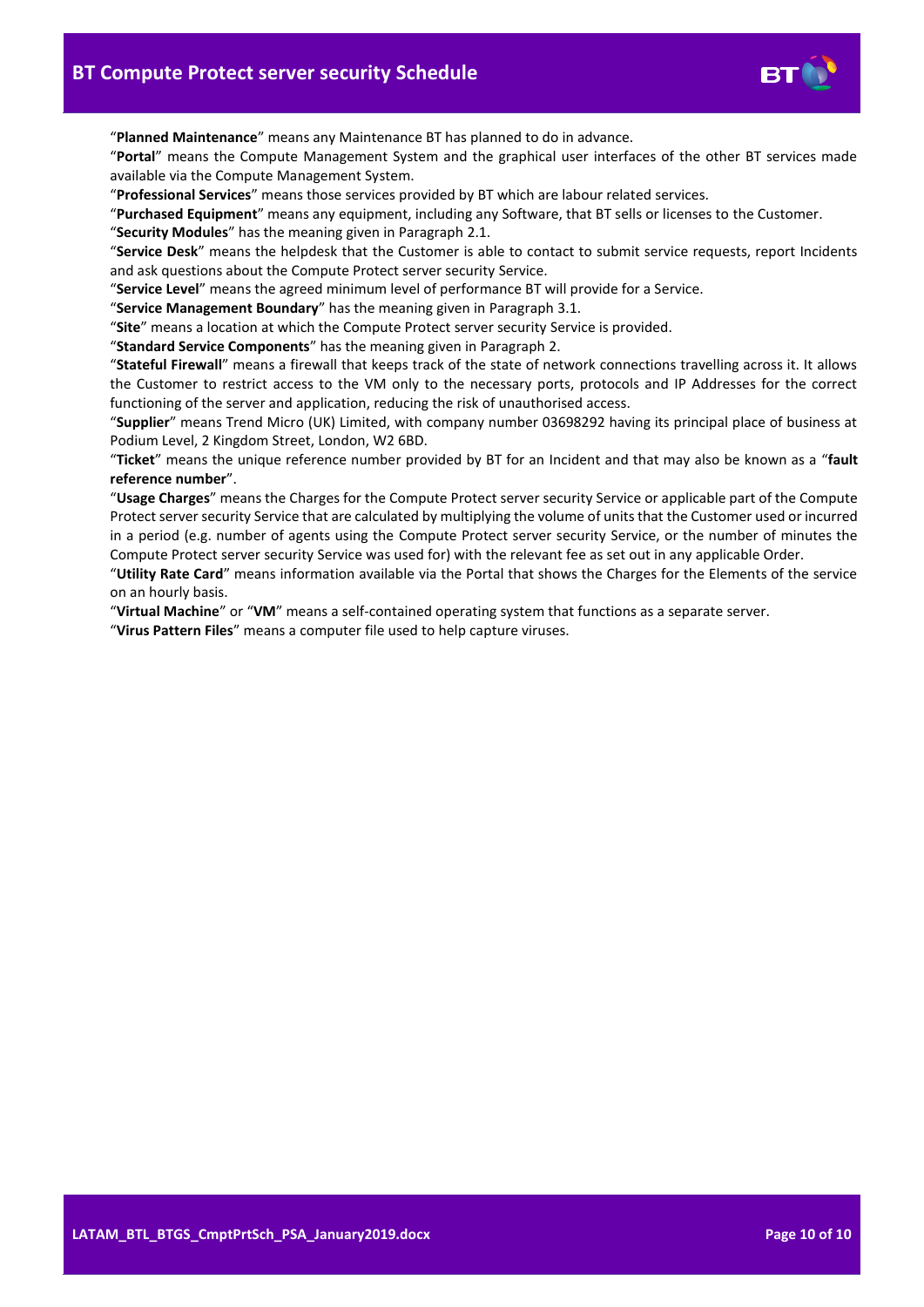"**Planned Maintenance**" means any Maintenance BT has planned to do in advance.

"**Portal**" means the Compute Management System and the graphical user interfaces of the other BT services made available via the Compute Management System.

"**Professional Services**" means those services provided by BT which are labour related services.

"**Purchased Equipment**" means any equipment, including any Software, that BT sells or licenses to the Customer.

"**Security Modules**" has the meaning given in Paragraph 2.1.

"**Service Desk**" means the helpdesk that the Customer is able to contact to submit service requests, report Incidents and ask questions about the Compute Protect server security Service.

"**Service Level**" means the agreed minimum level of performance BT will provide for a Service.

"**Service Management Boundary**" has the meaning given in Paragraph 3.1.

"**Site**" means a location at which the Compute Protect server security Service is provided.

"**Standard Service Components**" has the meaning given in Paragraph 2.

"**Stateful Firewall**" means a firewall that keeps track of the state of network connections travelling across it. It allows the Customer to restrict access to the VM only to the necessary ports, protocols and IP Addresses for the correct functioning of the server and application, reducing the risk of unauthorised access.

"**Supplier**" means Trend Micro (UK) Limited, with company number 03698292 having its principal place of business at Podium Level, 2 Kingdom Street, London, W2 6BD.

"**Ticket**" means the unique reference number provided by BT for an Incident and that may also be known as a "**fault reference number**".

"**Usage Charges**" means the Charges for the Compute Protect server security Service or applicable part of the Compute Protect server security Service that are calculated by multiplying the volume of units that the Customer used or incurred in a period (e.g. number of agents using the Compute Protect server security Service, or the number of minutes the Compute Protect server security Service was used for) with the relevant fee as set out in any applicable Order.

"**Utility Rate Card**" means information available via the Portal that shows the Charges for the Elements of the service on an hourly basis.

"**Virtual Machine**" or "**VM**" means a self-contained operating system that functions as a separate server.

"**Virus Pattern Files**" means a computer file used to help capture viruses.